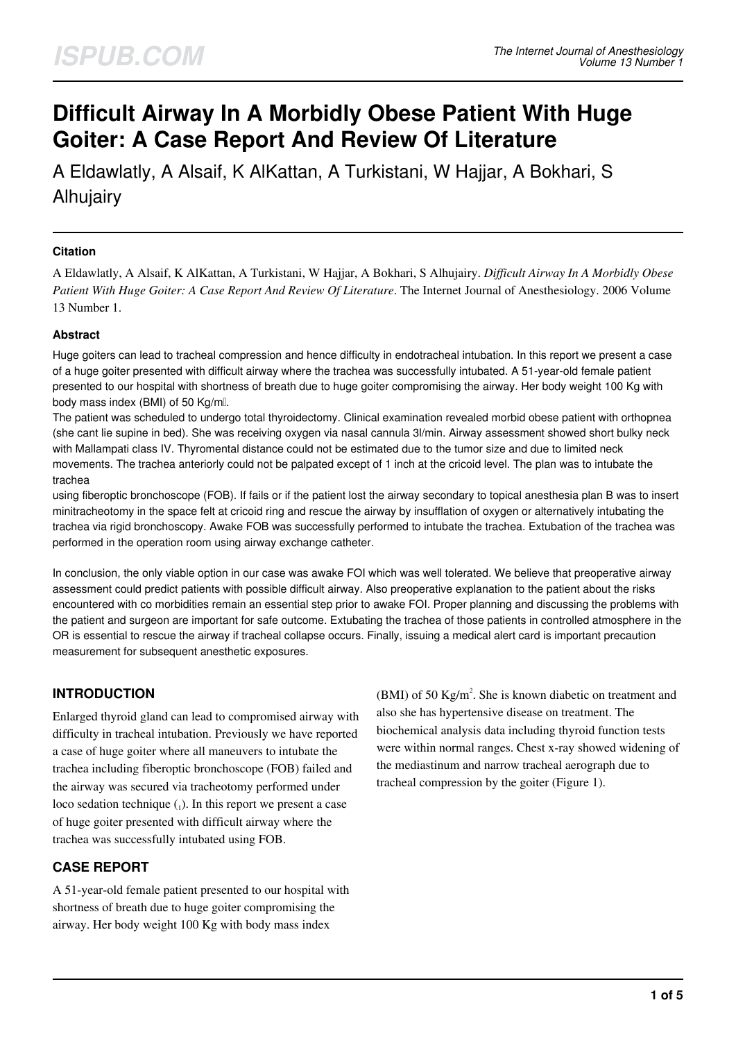# Difficult Airway In A Morbidly Obese Patient With Huge Goiter: A Case Report And Review Of Literature

A Eldawlatly, A Alsaif, K AlKattan, A Turkistani, W Hajjar, A Bokhari, S Alhujairy

## Citation

A Eldawlatly, A Alsaif, K AlKattan, A Turkistani, W Hajjar, A Bokhari, S Alhujairy. *Difficult Airway In A Morbidly Obese Patient With Huge Goiter: A Case Report And Review Of Literature*. The Internet Journal of Anesthesiology. 2006 Volume 13 Number 1.

## Abstract

Huge goiters can lead to tracheal compression and hence difficulty in endotracheal intubation. In this report we present a case of a huge goiter presented with difficult airway where the trachea was successfully intubated. A 51-year-old female patient presented to our hospital with shortness of breath due to huge goiter compromising the airway. Her body weight 100 Kg with body mass index (BMI) of 50 Kg/m.

The patient was scheduled to undergo total thyroidectomy. Clinical examination revealed morbid obese patient with orthopnea (she cant lie supine in bed). She was receiving oxygen via nasal cannula 3l/min. Airway assessment showed short bulky neck with Mallampati class IV. Thyromental distance could not be estimated due to the tumor size and due to limited neck movements. The trachea anteriorly could not be palpated except of 1 inch at the cricoid level. The plan was to intubate the trachea using fiberoptic bronchoscope (FOB). If fails or if the patient lost the airway secondary to topical anesthesia plan B was to insert minitracheotomy in the space felt at cricoid ring and rescue the airway by insufflation of oxygen or alternatively intubating the trachea via rigid bronchoscopy. Awake FOB was successfully performed to intubate the trachea. Extubation of the trachea was performed in the operation room using airway exchange catheter.

In conclusion, the only viable option in our case was awake FOI which was well tolerated. We believe that preoperative airway assessment could predict patients with possible difficult airway. Also preoperative explanation to the patient about the risks encountered with co morbidities remain an essential step prior to awake FOI. Proper planning and discussing the problems with the patient and surgeon are important for safe outcome. Extubating the trachea of those patients in controlled atmosphere in the OR is essential to rescue the airway if tracheal collapse occurs. Finally, issuing a medical alert card is important precaution measurement for subsequent anesthetic exposures.

## INTRODUCTION

Enlarged thyroid gland can lead to compromised airway with difficulty in tracheal intubation. Previously we have reported a case of huge goiter where all maneuvers to intubate the trachea including fiberoptic bronchoscope (FOB) failed and the airway was secured via tracheotomy performed under loco sedation technique ([1]). In this report we present a case of huge goiter presented with difficult airway where the trachea was successfully intubated using FOB.

## CASE REPORT

A 51-year-old female patient presented to our hospital with shortness of breath due to huge goiter compromising the airway. Her body weight 100 Kg with body mass index (BMI) of 50 Kg/m$^2$. She is known diabetic on treatment and also she has hypertensive disease on treatment. The biochemical analysis data including thyroid function tests were within normal ranges. Chest x-ray showed widening of the mediastinum and narrow tracheal aerograph due to tracheal compression by the goiter (Figure 1).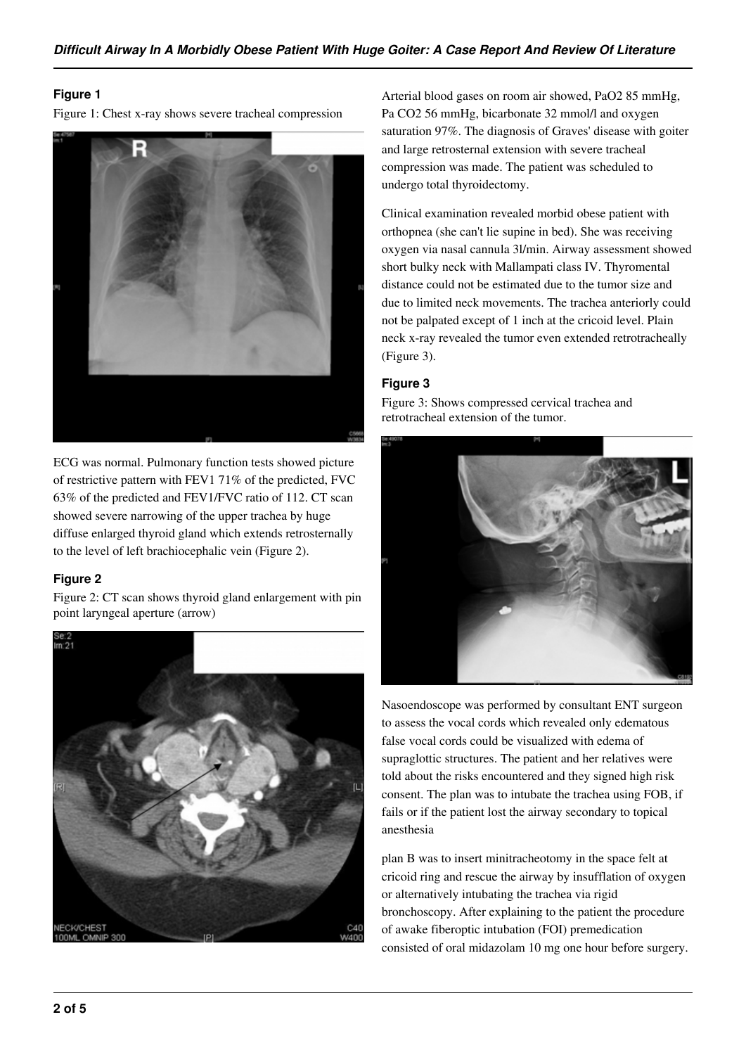### Figure 1

Figure 1: Chest x-ray shows severe tracheal compression

ECG was normal. Pulmonary function tests showed picture of restrictive pattern with FEV1 71% of the predicted, FVC 63% of the predicted and FEV1/FVC ratio of 112. CT scan showed severe narrowing of the upper trachea by huge diffuse enlarged thyroid gland which extends retrosternally to the level of left brachiocephalic vein (Figure 2).

### Figure 2

Figure 2: CT scan shows thyroid gland enlargement with pin point laryngeal aperture (arrow)

Arterial blood gases on room air showed, PaO2 85 mmHg, Pa CO2 56 mmHg, bicarbonate 32 mmol/l and oxygen saturation 97%. The diagnosis of Graves' disease with goiter and large retrosternal extension with severe tracheal compression was made. The patient was scheduled to undergo total thyroidectomy.

Clinical examination revealed morbid obese patient with orthopnea (she can't lie supine in bed). She was receiving oxygen via nasal cannula 3l/min. Airway assessment showed short bulky neck with Mallampati class IV. Thyromental distance could not be estimated due to the tumor size and due to limited neck movements. The trachea anteriorly could not be palpated except of 1 inch at the cricoid level. Plain neck x-ray revealed the tumor even extended retrotracheally (Figure 3).

### Figure 3

Figure 3: Shows compressed cervical trachea and retrotracheal extension of the tumor.

Nasoendoscope was performed by consultant ENT surgeon to assess the vocal cords which revealed only edematous false vocal cords could be visualized with edema of supraglottic structures. The patient and her relatives were told about the risks encountered and they signed high risk consent. The plan was to intubate the trachea using FOB, if fails or if the patient lost the airway secondary to topical anesthesia

plan B was to insert minitracheotomy in the space felt at cricoid ring and rescue the airway by insufflation of oxygen or alternatively intubating the trachea via rigid bronchoscopy. After explaining to the patient the procedure of awake fiberoptic intubation (FOI) premedication consisted of oral midazolam 10 mg one hour before surgery.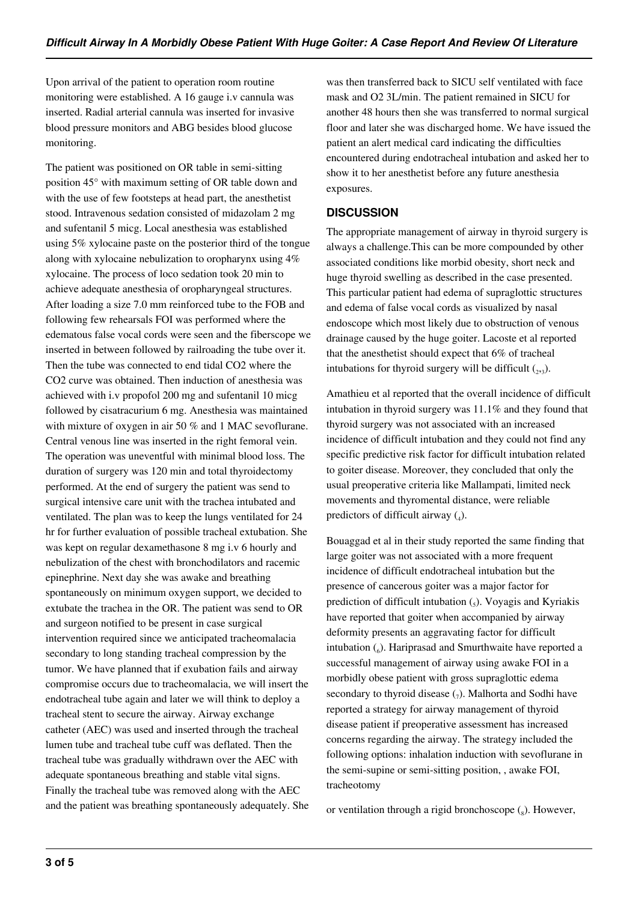Upon arrival of the patient to operation room routine monitoring were established. A 16 gauge i.v cannula was inserted. Radial arterial cannula was inserted for invasive blood pressure monitors and ABG besides blood glucose monitoring.

The patient was positioned on OR table in semi-sitting position 45° with maximum setting of OR table down and with the use of few footsteps at head part, the anesthetist stood. Intravenous sedation consisted of midazolam 2 mg and sufentanil 5 micg. Local anesthesia was established using 5% xylocaine paste on the posterior third of the tongue along with xylocaine nebulization to oropharynx using 4% xylocaine. The process of loco sedation took 20 min to achieve adequate anesthesia of oropharyngeal structures. After loading a size 7.0 mm reinforced tube to the FOB and following few rehearsals FOI was performed where the edematous false vocal cords were seen and the fiberscope we inserted in between followed by railroading the tube over it. Then the tube was connected to end tidal CO2 where the CO2 curve was obtained. Then induction of anesthesia was achieved with i.v propofol 200 mg and sufentanil 10 micg followed by cisatracurium 6 mg. Anesthesia was maintained with mixture of oxygen in air 50 % and 1 MAC sevoflurane. Central venous line was inserted in the right femoral vein. The operation was uneventful with minimal blood loss. The duration of surgery was 120 min and total thyroidectomy performed. At the end of surgery the patient was send to surgical intensive care unit with the trachea intubated and ventilated. The plan was to keep the lungs ventilated for 24 hr for further evaluation of possible tracheal extubation. She was kept on regular dexamethasone 8 mg i.v 6 hourly and nebulization of the chest with bronchodilators and racemic epinephrine. Next day she was awake and breathing spontaneously on minimum oxygen support, we decided to extubate the trachea in the OR. The patient was send to OR and surgeon notified to be present in case surgical intervention required since we anticipated tracheomalacia secondary to long standing tracheal compression by the tumor. We have planned that if exubation fails and airway compromise occurs due to tracheomalacia, we will insert the endotracheal tube again and later we will think to deploy a tracheal stent to secure the airway. Airway exchange catheter (AEC) was used and inserted through the tracheal lumen tube and tracheal tube cuff was deflated. Then the tracheal tube was gradually withdrawn over the AEC with adequate spontaneous breathing and stable vital signs. Finally the tracheal tube was removed along with the AEC and the patient was breathing spontaneously adequately. She was then transferred back to SICU self ventilated with face mask and O2 3L/min. The patient remained in SICU for another 48 hours then she was transferred to normal surgical floor and later she was discharged home. We have issued the patient an alert medical card indicating the difficulties encountered during endotracheal intubation and asked her to show it to her anesthetist before any future anesthesia exposures.

## DISCUSSION

The appropriate management of airway in thyroid surgery is always a challenge.This can be more compounded by other associated conditions like morbid obesity, short neck and huge thyroid swelling as described in the case presented. This particular patient had edema of supraglottic structures and edema of false vocal cords as visualized by nasal endoscope which most likely due to obstruction of venous drainage caused by the huge goiter. Lacoste et al reported that the anesthetist should expect that 6% of tracheal intubations for thyroid surgery will be difficult [2,3].

Amathieu et al reported that the overall incidence of difficult intubation in thyroid surgery was 11.1% and they found that thyroid surgery was not associated with an increased incidence of difficult intubation and they could not find any specific predictive risk factor for difficult intubation related to goiter disease. Moreover, they concluded that only the usual preoperative criteria like Mallampati, limited neck movements and thyromental distance, were reliable predictors of difficult airway [4].

Bouaggad et al in their study reported the same finding that large goiter was not associated with a more frequent incidence of difficult endotracheal intubation but the presence of cancerous goiter was a major factor for prediction of difficult intubation [5]. Voyagis and Kyriakis have reported that goiter when accompanied by airway deformity presents an aggravating factor for difficult intubation [6]. Hariprasad and Smurthwaite have reported a successful management of airway using awake FOI in a morbidly obese patient with gross supraglottic edema secondary to thyroid disease [7]. Malhorta and Sodhi have reported a strategy for airway management of thyroid disease patient if preoperative assessment has increased concerns regarding the airway. The strategy included the following options: inhalation induction with sevoflurane in the semi-supine or semi-sitting position, , awake FOI, tracheotomy

or ventilation through a rigid bronchoscope [8]. However,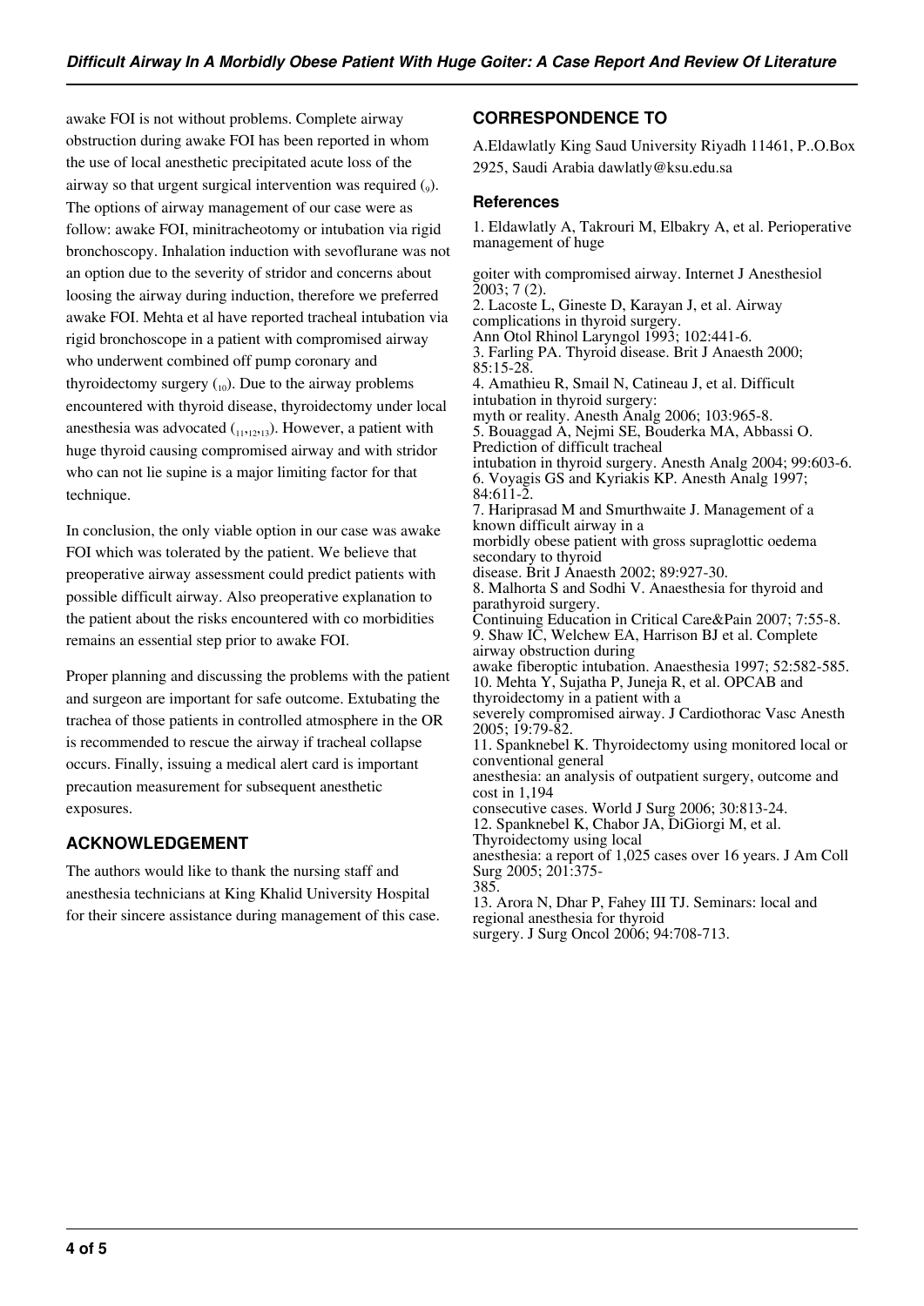awake FOI is not without problems. Complete airway obstruction during awake FOI has been reported in whom the use of local anesthetic precipitated acute loss of the airway so that urgent surgical intervention was required (9). The options of airway management of our case were as follow: awake FOI, minitracheotomy or intubation via rigid bronchoscopy. Inhalation induction with sevoflurane was not an option due to the severity of stridor and concerns about loosing the airway during induction, therefore we preferred awake FOI. Mehta et al have reported tracheal intubation via rigid bronchoscope in a patient with compromised airway who underwent combined off pump coronary and thyroidectomy surgery (10). Due to the airway problems encountered with thyroid disease, thyroidectomy under local anesthesia was advocated (11,12,13). However, a patient with huge thyroid causing compromised airway and with stridor who can not lie supine is a major limiting factor for that technique.

In conclusion, the only viable option in our case was awake FOI which was tolerated by the patient. We believe that preoperative airway assessment could predict patients with possible difficult airway. Also preoperative explanation to the patient about the risks encountered with co morbidities remains an essential step prior to awake FOI.

Proper planning and discussing the problems with the patient and surgeon are important for safe outcome. Extubating the trachea of those patients in controlled atmosphere in the OR is recommended to rescue the airway if tracheal collapse occurs. Finally, issuing a medical alert card is important precaution measurement for subsequent anesthetic exposures.

## ACKNOWLEDGEMENT

The authors would like to thank the nursing staff and anesthesia technicians at King Khalid University Hospital for their sincere assistance during management of this case.

## CORRESPONDENCE TO

A.Eldawlatly King Saud University Riyadh 11461, P..O.Box 2925, Saudi Arabia dawlatly@ksu.edu.sa

### References

1. Eldawlatly A, Takrouri M, Elbakry A, et al. Perioperative management of huge goiter with compromised airway. Internet J Anesthesiol 2003; 7 (2).
2. Lacoste L, Gineste D, Karayan J, et al. Airway complications in thyroid surgery. Ann Otol Rhinol Laryngol 1993; 102:441-6.
3. Farling PA. Thyroid disease. Brit J Anaesth 2000; 85:15-28.
4. Amathieu R, Smail N, Catineau J, et al. Difficult intubation in thyroid surgery: myth or reality. Anesth Analg 2006; 103:965-8.
5. Bouaggad A, Nejmi SE, Bouderka MA, Abbassi O. Prediction of difficult tracheal intubation in thyroid surgery. Anesth Analg 2004; 99:603-6.
6. Voyagis GS and Kyriakis KP. Anesth Analg 1997; 84:611-2.
7. Hariprasad M and Smurthwaite J. Management of a known difficult airway in a morbidly obese patient with gross supraglottic oedema secondary to thyroid disease. Brit J Anaesth 2002; 89:927-30.
8. Malhorta S and Sodhi V. Anaesthesia for thyroid and parathyroid surgery. Continuing Education in Critical Care&Pain 2007; 7:55-8.
9. Shaw IC, Welchew EA, Harrison BJ et al. Complete airway obstruction during awake fiberoptic intubation. Anaesthesia 1997; 52:582-585.
10. Mehta Y, Sujatha P, Juneja R, et al. OPCAB and thyroidectomy in a patient with a severely compromised airway. J Cardiothorac Vasc Anesth 2005; 19:79-82.
11. Spanknebel K. Thyroidectomy using monitored local or conventional general anesthesia: an analysis of outpatient surgery, outcome and cost in 1,194 consecutive cases. World J Surg 2006; 30:813-24.
12. Spanknebel K, Chabor JA, DiGiorgi M, et al. Thyroidectomy using local anesthesia: a report of 1,025 cases over 16 years. J Am Coll Surg 2005; 201:375-385.
13. Arora N, Dhar P, Fahey III TJ. Seminars: local and regional anesthesia for thyroid surgery. J Surg Oncol 2006; 94:708-713.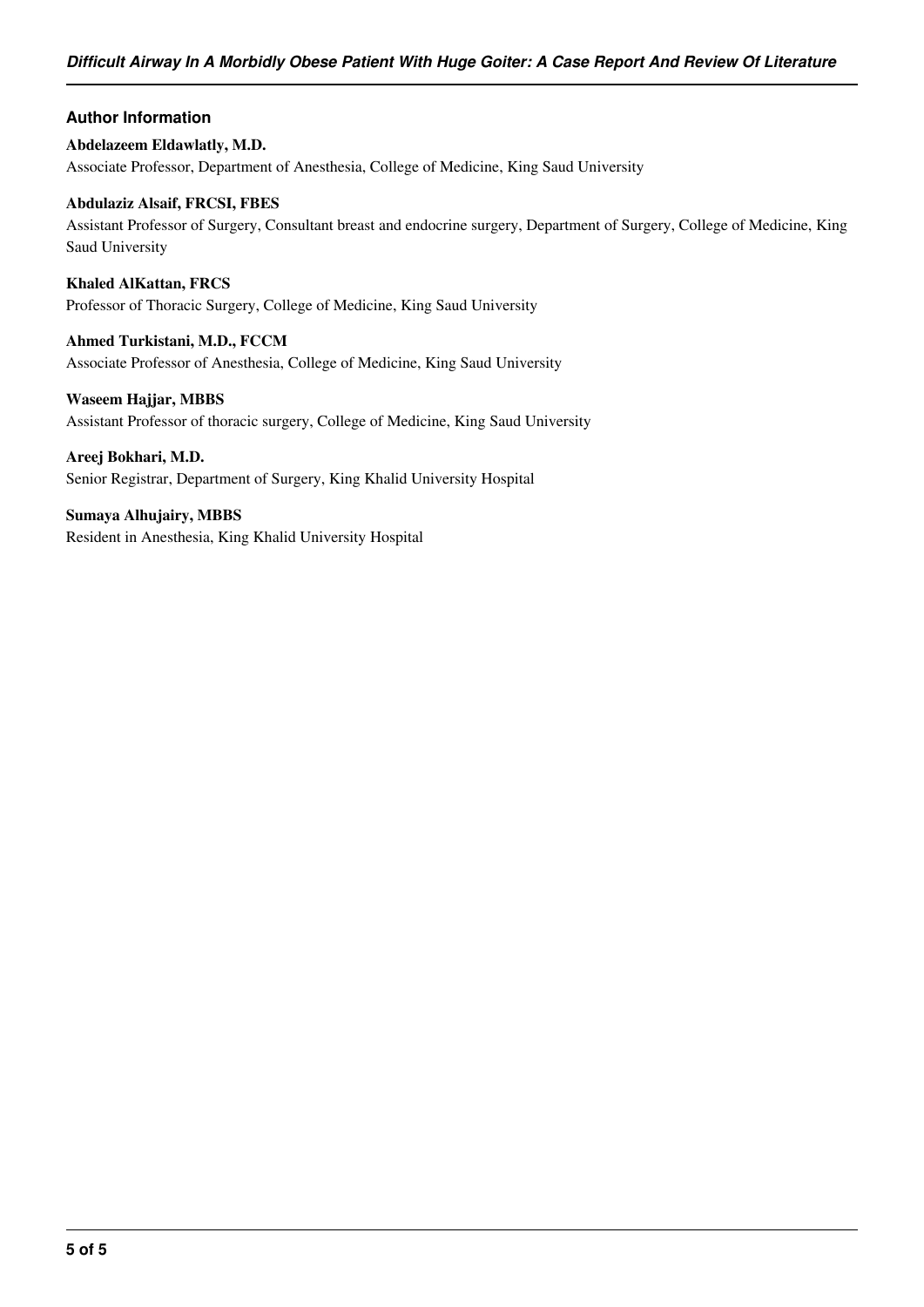## Author Information

**Abdelazeem Eldawlatly, M.D.**
Associate Professor, Department of Anesthesia, College of Medicine, King Saud University

**Abdulaziz Alsaif, FRCSI, FBES**
Assistant Professor of Surgery, Consultant breast and endocrine surgery, Department of Surgery, College of Medicine, King Saud University

**Khaled AlKattan, FRCS**
Professor of Thoracic Surgery, College of Medicine, King Saud University

**Ahmed Turkistani, M.D., FCCM**
Associate Professor of Anesthesia, College of Medicine, King Saud University

**Waseem Hajjar, MBBS**
Assistant Professor of thoracic surgery, College of Medicine, King Saud University

**Areej Bokhari, M.D.**
Senior Registrar, Department of Surgery, King Khalid University Hospital

**Sumaya Alhujairy, MBBS**
Resident in Anesthesia, King Khalid University Hospital